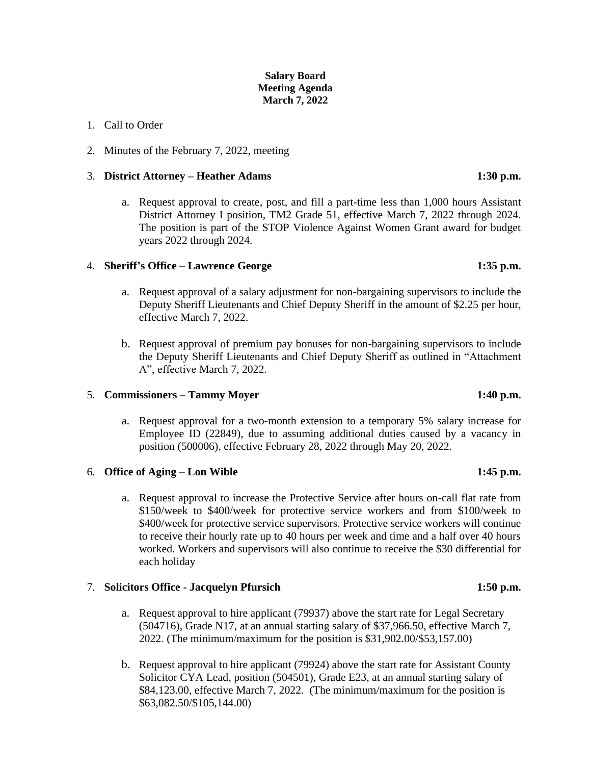**Salary Board**
**Meeting Agenda**
**March 7, 2022**

1. Call to Order

2. Minutes of the February 7, 2022, meeting

3. **District Attorney – Heather Adams** **1:30 p.m.**

   a. Request approval to create, post, and fill a part-time less than 1,000 hours Assistant District Attorney I position, TM2 Grade 51, effective March 7, 2022 through 2024. The position is part of the STOP Violence Against Women Grant award for budget years 2022 through 2024.

4. **Sheriff's Office – Lawrence George** **1:35 p.m.**

   a. Request approval of a salary adjustment for non-bargaining supervisors to include the Deputy Sheriff Lieutenants and Chief Deputy Sheriff in the amount of $2.25 per hour, effective March 7, 2022.

   b. Request approval of premium pay bonuses for non-bargaining supervisors to include the Deputy Sheriff Lieutenants and Chief Deputy Sheriff as outlined in "Attachment A", effective March 7, 2022.

5. **Commissioners – Tammy Moyer** **1:40 p.m.**

   a. Request approval for a two-month extension to a temporary 5% salary increase for Employee ID (22849), due to assuming additional duties caused by a vacancy in position (500006), effective February 28, 2022 through May 20, 2022.

6. **Office of Aging – Lon Wible** **1:45 p.m.**

   a. Request approval to increase the Protective Service after hours on-call flat rate from $150/week to $400/week for protective service workers and from $100/week to $400/week for protective service supervisors. Protective service workers will continue to receive their hourly rate up to 40 hours per week and time and a half over 40 hours worked. Workers and supervisors will also continue to receive the $30 differential for each holiday

7. **Solicitors Office - Jacquelyn Pfursich** **1:50 p.m.**

   a. Request approval to hire applicant (79937) above the start rate for Legal Secretary (504716), Grade N17, at an annual starting salary of $37,966.50, effective March 7, 2022. (The minimum/maximum for the position is $31,902.00/$53,157.00)

   b. Request approval to hire applicant (79924) above the start rate for Assistant County Solicitor CYA Lead, position (504501), Grade E23, at an annual starting salary of $84,123.00, effective March 7, 2022. (The minimum/maximum for the position is $63,082.50/$105,144.00)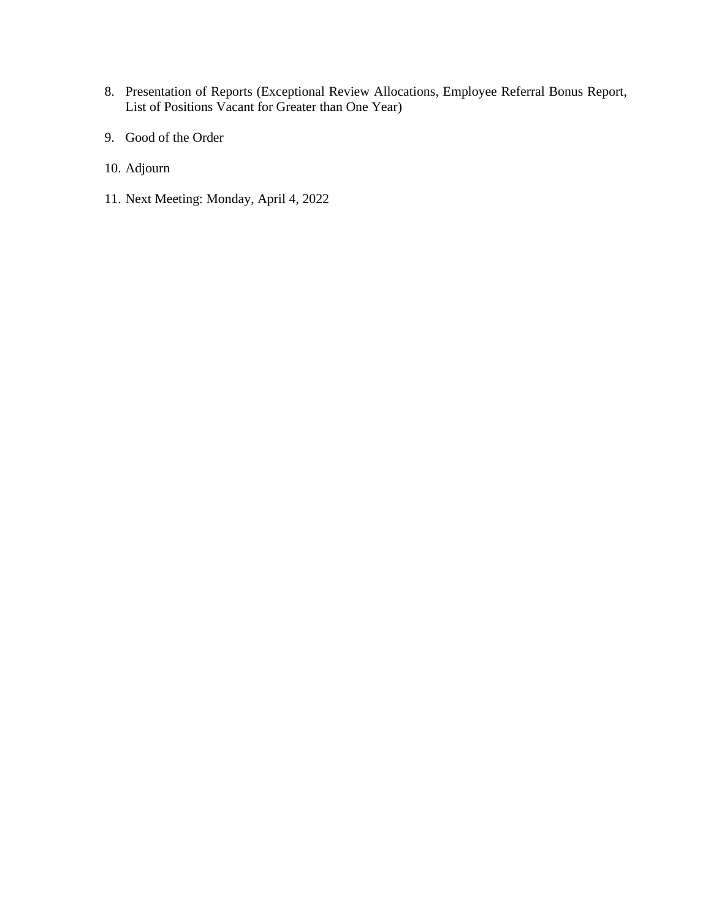8. Presentation of Reports (Exceptional Review Allocations, Employee Referral Bonus Report, List of Positions Vacant for Greater than One Year)

9. Good of the Order

10. Adjourn

11. Next Meeting: Monday, April 4, 2022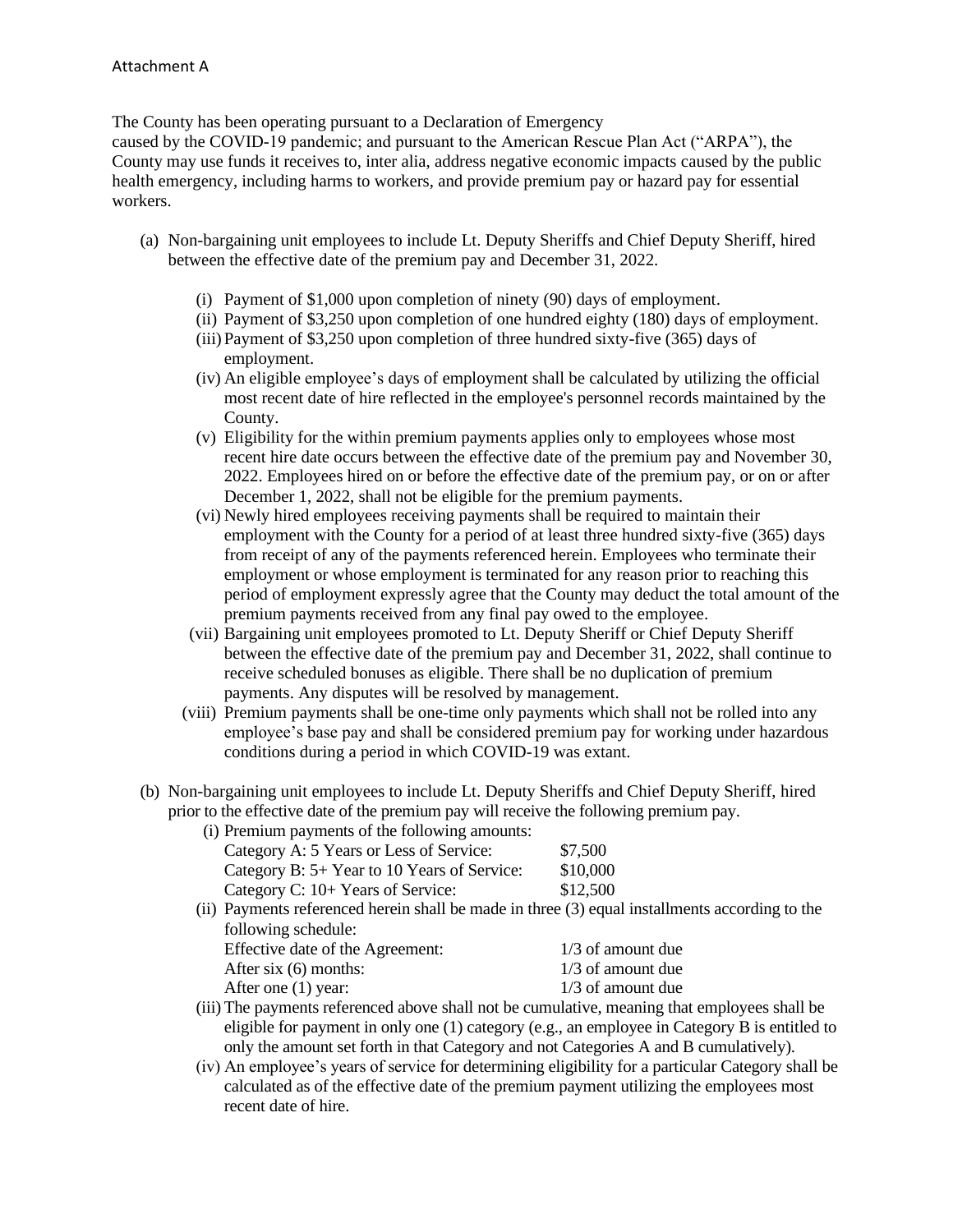Attachment A

The County has been operating pursuant to a Declaration of Emergency caused by the COVID-19 pandemic; and pursuant to the American Rescue Plan Act ("ARPA"), the County may use funds it receives to, inter alia, address negative economic impacts caused by the public health emergency, including harms to workers, and provide premium pay or hazard pay for essential workers.

(a) Non-bargaining unit employees to include Lt. Deputy Sheriffs and Chief Deputy Sheriff, hired between the effective date of the premium pay and December 31, 2022.

   (i) Payment of $1,000 upon completion of ninety (90) days of employment.

   (ii) Payment of $3,250 upon completion of one hundred eighty (180) days of employment.

   (iii) Payment of $3,250 upon completion of three hundred sixty-five (365) days of employment.

   (iv) An eligible employee's days of employment shall be calculated by utilizing the official most recent date of hire reflected in the employee's personnel records maintained by the County.

   (v) Eligibility for the within premium payments applies only to employees whose most recent hire date occurs between the effective date of the premium pay and November 30, 2022. Employees hired on or before the effective date of the premium pay, or on or after December 1, 2022, shall not be eligible for the premium payments.

   (vi) Newly hired employees receiving payments shall be required to maintain their employment with the County for a period of at least three hundred sixty-five (365) days from receipt of any of the payments referenced herein. Employees who terminate their employment or whose employment is terminated for any reason prior to reaching this period of employment expressly agree that the County may deduct the total amount of the premium payments received from any final pay owed to the employee.

   (vii) Bargaining unit employees promoted to Lt. Deputy Sheriff or Chief Deputy Sheriff between the effective date of the premium pay and December 31, 2022, shall continue to receive scheduled bonuses as eligible. There shall be no duplication of premium payments. Any disputes will be resolved by management.

   (viii) Premium payments shall be one-time only payments which shall not be rolled into any employee's base pay and shall be considered premium pay for working under hazardous conditions during a period in which COVID-19 was extant.

(b) Non-bargaining unit employees to include Lt. Deputy Sheriffs and Chief Deputy Sheriff, hired prior to the effective date of the premium pay will receive the following premium pay.

   (i) Premium payments of the following amounts:

   | | |
   |---|---|
   | Category A: 5 Years or Less of Service: | $7,500 |
   | Category B: 5+ Year to 10 Years of Service: | $10,000 |
   | Category C: 10+ Years of Service: | $12,500 |

   (ii) Payments referenced herein shall be made in three (3) equal installments according to the following schedule:

   | | |
   |---|---|
   | Effective date of the Agreement: | 1/3 of amount due |
   | After six (6) months: | 1/3 of amount due |
   | After one (1) year: | 1/3 of amount due |

   (iii) The payments referenced above shall not be cumulative, meaning that employees shall be eligible for payment in only one (1) category (e.g., an employee in Category B is entitled to only the amount set forth in that Category and not Categories A and B cumulatively).

   (iv) An employee's years of service for determining eligibility for a particular Category shall be calculated as of the effective date of the premium payment utilizing the employees most recent date of hire.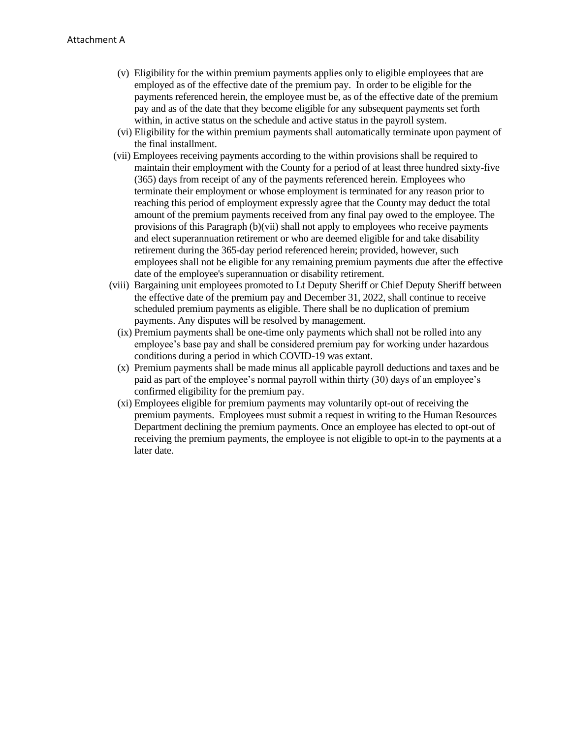Attachment A

(v) Eligibility for the within premium payments applies only to eligible employees that are employed as of the effective date of the premium pay. In order to be eligible for the payments referenced herein, the employee must be, as of the effective date of the premium pay and as of the date that they become eligible for any subsequent payments set forth within, in active status on the schedule and active status in the payroll system.

(vi) Eligibility for the within premium payments shall automatically terminate upon payment of the final installment.

(vii) Employees receiving payments according to the within provisions shall be required to maintain their employment with the County for a period of at least three hundred sixty-five (365) days from receipt of any of the payments referenced herein. Employees who terminate their employment or whose employment is terminated for any reason prior to reaching this period of employment expressly agree that the County may deduct the total amount of the premium payments received from any final pay owed to the employee. The provisions of this Paragraph (b)(vii) shall not apply to employees who receive payments and elect superannuation retirement or who are deemed eligible for and take disability retirement during the 365-day period referenced herein; provided, however, such employees shall not be eligible for any remaining premium payments due after the effective date of the employee's superannuation or disability retirement.

(viii) Bargaining unit employees promoted to Lt Deputy Sheriff or Chief Deputy Sheriff between the effective date of the premium pay and December 31, 2022, shall continue to receive scheduled premium payments as eligible. There shall be no duplication of premium payments. Any disputes will be resolved by management.

(ix) Premium payments shall be one-time only payments which shall not be rolled into any employee's base pay and shall be considered premium pay for working under hazardous conditions during a period in which COVID-19 was extant.

(x) Premium payments shall be made minus all applicable payroll deductions and taxes and be paid as part of the employee's normal payroll within thirty (30) days of an employee's confirmed eligibility for the premium pay.

(xi) Employees eligible for premium payments may voluntarily opt-out of receiving the premium payments. Employees must submit a request in writing to the Human Resources Department declining the premium payments. Once an employee has elected to opt-out of receiving the premium payments, the employee is not eligible to opt-in to the payments at a later date.